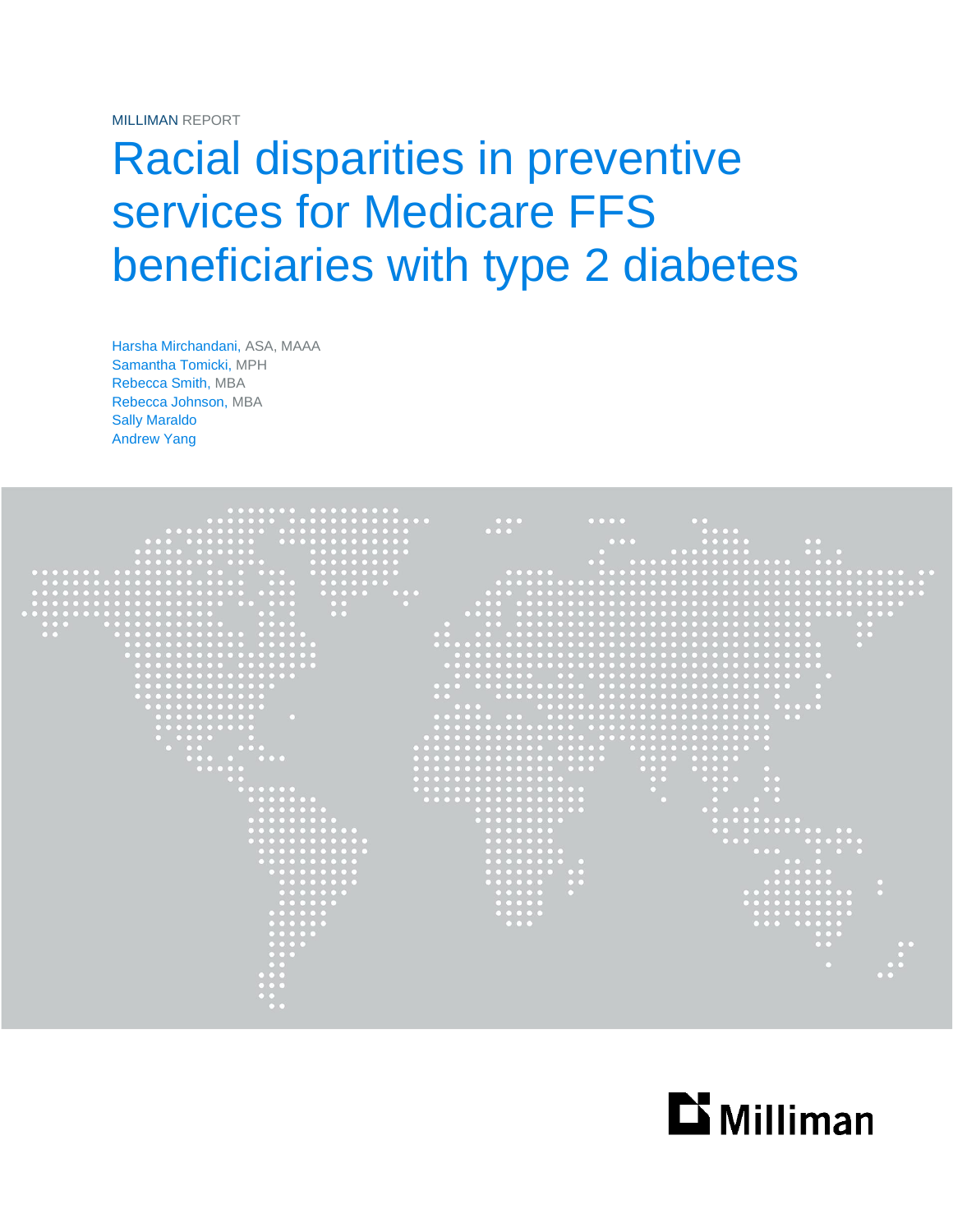MILLIMAN REPORT

# Racial disparities in preventive services for Medicare FFS beneficiaries with type 2 diabetes

Harsha Mirchandani, ASA, MAAA
Samantha Tomicki, MPH
Rebecca Smith, MBA
Rebecca Johnson, MBA
Sally Maraldo
Andrew Yang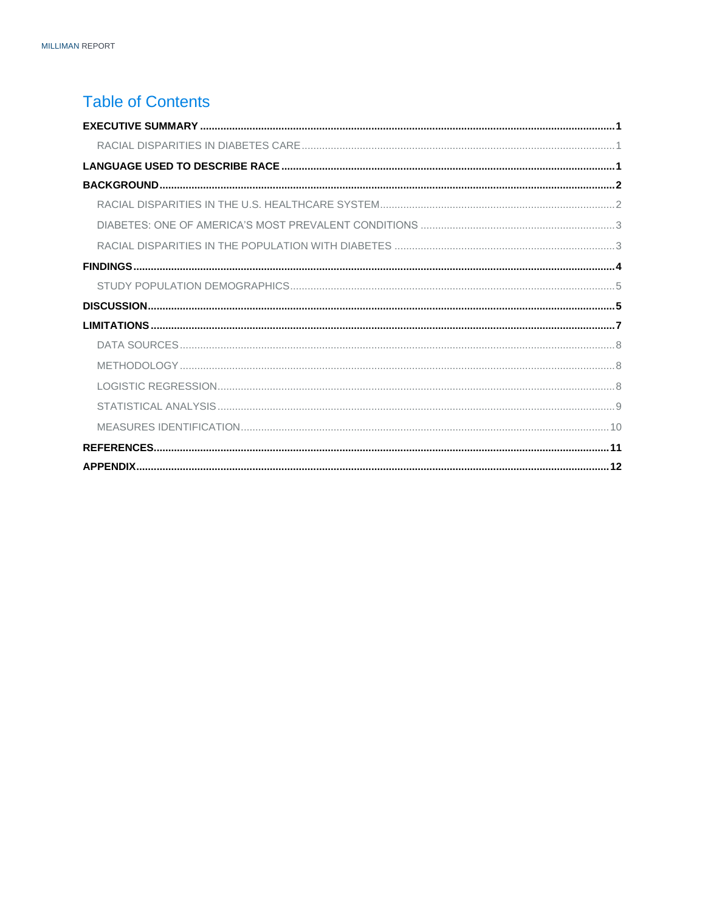# Table of Contents

**EXECUTIVE SUMMARY** ..... **1**
- RACIAL DISPARITIES IN DIABETES CARE ..... 1

**LANGUAGE USED TO DESCRIBE RACE** ..... **1**

**BACKGROUND** ..... **2**
- RACIAL DISPARITIES IN THE U.S. HEALTHCARE SYSTEM ..... 2
- DIABETES: ONE OF AMERICA'S MOST PREVALENT CONDITIONS ..... 3
- RACIAL DISPARITIES IN THE POPULATION WITH DIABETES ..... 3

**FINDINGS** ..... **4**
- STUDY POPULATION DEMOGRAPHICS ..... 5

**DISCUSSION** ..... **5**

**LIMITATIONS** ..... **7**
- DATA SOURCES ..... 8
- METHODOLOGY ..... 8
- LOGISTIC REGRESSION ..... 8
- STATISTICAL ANALYSIS ..... 9
- MEASURES IDENTIFICATION ..... 10

**REFERENCES** ..... **11**

**APPENDIX** ..... **12**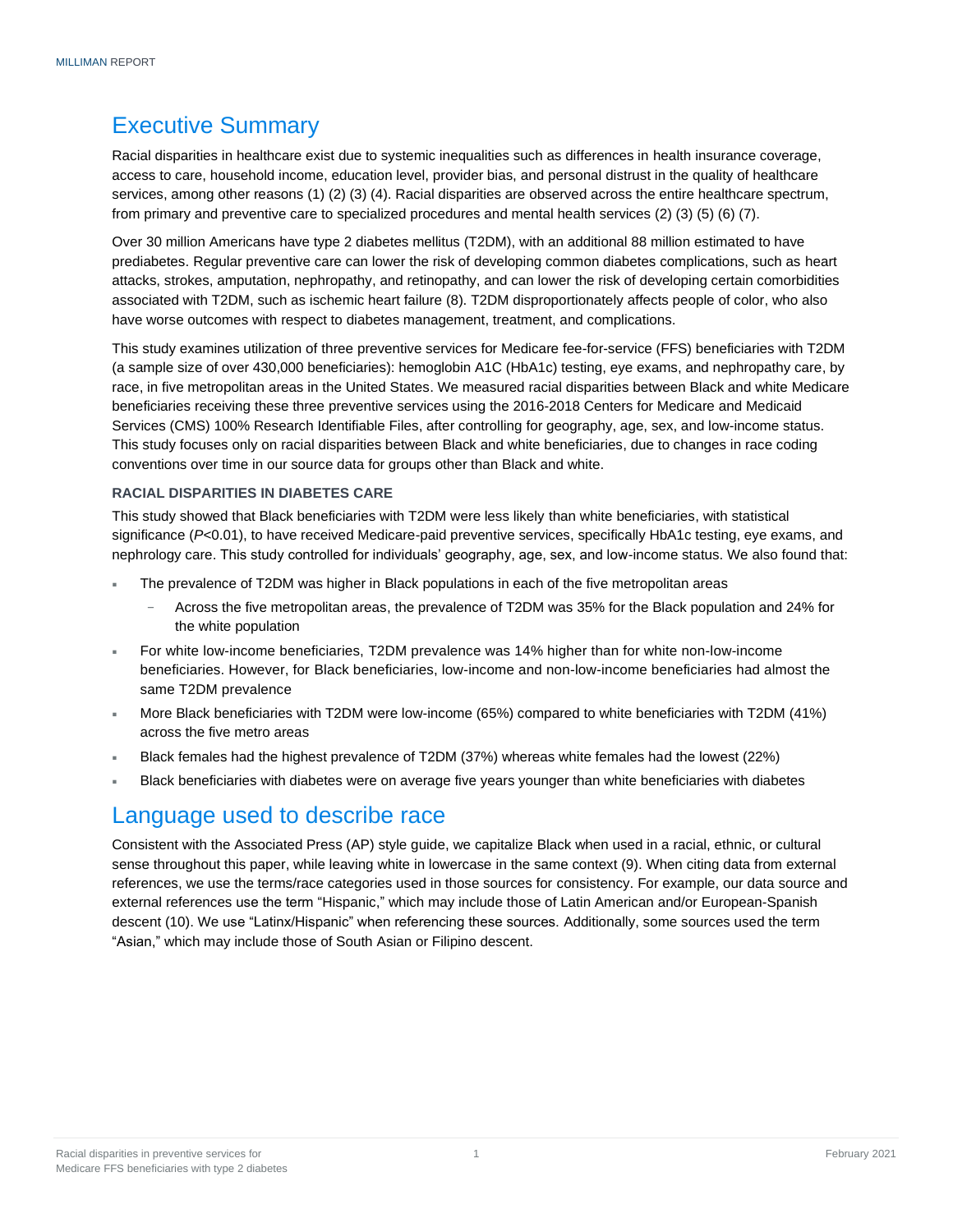# Executive Summary

Racial disparities in healthcare exist due to systemic inequalities such as differences in health insurance coverage, access to care, household income, education level, provider bias, and personal distrust in the quality of healthcare services, among other reasons (1) (2) (3) (4). Racial disparities are observed across the entire healthcare spectrum, from primary and preventive care to specialized procedures and mental health services (2) (3) (5) (6) (7).

Over 30 million Americans have type 2 diabetes mellitus (T2DM), with an additional 88 million estimated to have prediabetes. Regular preventive care can lower the risk of developing common diabetes complications, such as heart attacks, strokes, amputation, nephropathy, and retinopathy, and can lower the risk of developing certain comorbidities associated with T2DM, such as ischemic heart failure (8). T2DM disproportionately affects people of color, who also have worse outcomes with respect to diabetes management, treatment, and complications.

This study examines utilization of three preventive services for Medicare fee-for-service (FFS) beneficiaries with T2DM (a sample size of over 430,000 beneficiaries): hemoglobin A1C (HbA1c) testing, eye exams, and nephropathy care, by race, in five metropolitan areas in the United States. We measured racial disparities between Black and white Medicare beneficiaries receiving these three preventive services using the 2016-2018 Centers for Medicare and Medicaid Services (CMS) 100% Research Identifiable Files, after controlling for geography, age, sex, and low-income status. This study focuses only on racial disparities between Black and white beneficiaries, due to changes in race coding conventions over time in our source data for groups other than Black and white.

### RACIAL DISPARITIES IN DIABETES CARE

This study showed that Black beneficiaries with T2DM were less likely than white beneficiaries, with statistical significance ($P<0.01$), to have received Medicare-paid preventive services, specifically HbA1c testing, eye exams, and nephrology care. This study controlled for individuals' geography, age, sex, and low-income status. We also found that:

- The prevalence of T2DM was higher in Black populations in each of the five metropolitan areas
  - Across the five metropolitan areas, the prevalence of T2DM was 35% for the Black population and 24% for the white population
- For white low-income beneficiaries, T2DM prevalence was 14% higher than for white non-low-income beneficiaries. However, for Black beneficiaries, low-income and non-low-income beneficiaries had almost the same T2DM prevalence
- More Black beneficiaries with T2DM were low-income (65%) compared to white beneficiaries with T2DM (41%) across the five metro areas
- Black females had the highest prevalence of T2DM (37%) whereas white females had the lowest (22%)
- Black beneficiaries with diabetes were on average five years younger than white beneficiaries with diabetes

# Language used to describe race

Consistent with the Associated Press (AP) style guide, we capitalize Black when used in a racial, ethnic, or cultural sense throughout this paper, while leaving white in lowercase in the same context (9). When citing data from external references, we use the terms/race categories used in those sources for consistency. For example, our data source and external references use the term "Hispanic," which may include those of Latin American and/or European-Spanish descent (10). We use "Latinx/Hispanic" when referencing these sources. Additionally, some sources used the term "Asian," which may include those of South Asian or Filipino descent.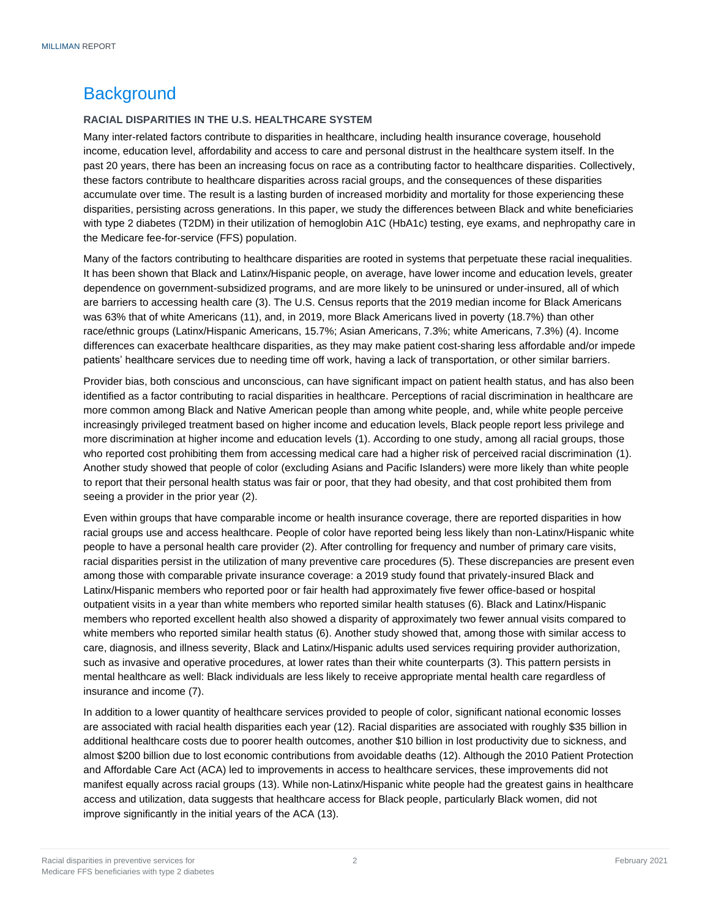# Background

### RACIAL DISPARITIES IN THE U.S. HEALTHCARE SYSTEM

Many inter-related factors contribute to disparities in healthcare, including health insurance coverage, household income, education level, affordability and access to care and personal distrust in the healthcare system itself. In the past 20 years, there has been an increasing focus on race as a contributing factor to healthcare disparities. Collectively, these factors contribute to healthcare disparities across racial groups, and the consequences of these disparities accumulate over time. The result is a lasting burden of increased morbidity and mortality for those experiencing these disparities, persisting across generations. In this paper, we study the differences between Black and white beneficiaries with type 2 diabetes (T2DM) in their utilization of hemoglobin A1C (HbA1c) testing, eye exams, and nephropathy care in the Medicare fee-for-service (FFS) population.

Many of the factors contributing to healthcare disparities are rooted in systems that perpetuate these racial inequalities. It has been shown that Black and Latinx/Hispanic people, on average, have lower income and education levels, greater dependence on government-subsidized programs, and are more likely to be uninsured or under-insured, all of which are barriers to accessing health care (3). The U.S. Census reports that the 2019 median income for Black Americans was 63% that of white Americans (11), and, in 2019, more Black Americans lived in poverty (18.7%) than other race/ethnic groups (Latinx/Hispanic Americans, 15.7%; Asian Americans, 7.3%; white Americans, 7.3%) (4). Income differences can exacerbate healthcare disparities, as they may make patient cost-sharing less affordable and/or impede patients' healthcare services due to needing time off work, having a lack of transportation, or other similar barriers.

Provider bias, both conscious and unconscious, can have significant impact on patient health status, and has also been identified as a factor contributing to racial disparities in healthcare. Perceptions of racial discrimination in healthcare are more common among Black and Native American people than among white people, and, while white people perceive increasingly privileged treatment based on higher income and education levels, Black people report less privilege and more discrimination at higher income and education levels (1). According to one study, among all racial groups, those who reported cost prohibiting them from accessing medical care had a higher risk of perceived racial discrimination (1). Another study showed that people of color (excluding Asians and Pacific Islanders) were more likely than white people to report that their personal health status was fair or poor, that they had obesity, and that cost prohibited them from seeing a provider in the prior year (2).

Even within groups that have comparable income or health insurance coverage, there are reported disparities in how racial groups use and access healthcare. People of color have reported being less likely than non-Latinx/Hispanic white people to have a personal health care provider (2). After controlling for frequency and number of primary care visits, racial disparities persist in the utilization of many preventive care procedures (5). These discrepancies are present even among those with comparable private insurance coverage: a 2019 study found that privately-insured Black and Latinx/Hispanic members who reported poor or fair health had approximately five fewer office-based or hospital outpatient visits in a year than white members who reported similar health statuses (6). Black and Latinx/Hispanic members who reported excellent health also showed a disparity of approximately two fewer annual visits compared to white members who reported similar health status (6). Another study showed that, among those with similar access to care, diagnosis, and illness severity, Black and Latinx/Hispanic adults used services requiring provider authorization, such as invasive and operative procedures, at lower rates than their white counterparts (3). This pattern persists in mental healthcare as well: Black individuals are less likely to receive appropriate mental health care regardless of insurance and income (7).

In addition to a lower quantity of healthcare services provided to people of color, significant national economic losses are associated with racial health disparities each year (12). Racial disparities are associated with roughly $35 billion in additional healthcare costs due to poorer health outcomes, another $10 billion in lost productivity due to sickness, and almost $200 billion due to lost economic contributions from avoidable deaths (12). Although the 2010 Patient Protection and Affordable Care Act (ACA) led to improvements in access to healthcare services, these improvements did not manifest equally across racial groups (13). While non-Latinx/Hispanic white people had the greatest gains in healthcare access and utilization, data suggests that healthcare access for Black people, particularly Black women, did not improve significantly in the initial years of the ACA (13).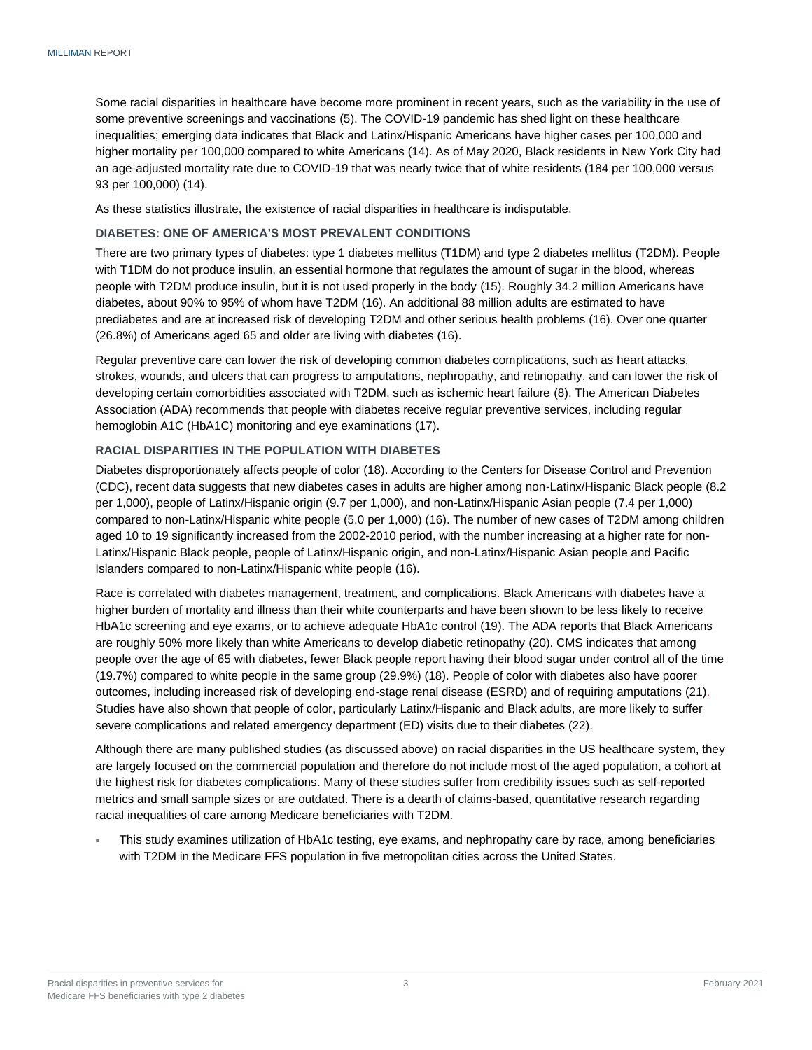Some racial disparities in healthcare have become more prominent in recent years, such as the variability in the use of some preventive screenings and vaccinations (5). The COVID-19 pandemic has shed light on these healthcare inequalities; emerging data indicates that Black and Latinx/Hispanic Americans have higher cases per 100,000 and higher mortality per 100,000 compared to white Americans (14). As of May 2020, Black residents in New York City had an age-adjusted mortality rate due to COVID-19 that was nearly twice that of white residents (184 per 100,000 versus 93 per 100,000) (14).

As these statistics illustrate, the existence of racial disparities in healthcare is indisputable.

### DIABETES: ONE OF AMERICA'S MOST PREVALENT CONDITIONS

There are two primary types of diabetes: type 1 diabetes mellitus (T1DM) and type 2 diabetes mellitus (T2DM). People with T1DM do not produce insulin, an essential hormone that regulates the amount of sugar in the blood, whereas people with T2DM produce insulin, but it is not used properly in the body (15). Roughly 34.2 million Americans have diabetes, about 90% to 95% of whom have T2DM (16). An additional 88 million adults are estimated to have prediabetes and are at increased risk of developing T2DM and other serious health problems (16). Over one quarter (26.8%) of Americans aged 65 and older are living with diabetes (16).

Regular preventive care can lower the risk of developing common diabetes complications, such as heart attacks, strokes, wounds, and ulcers that can progress to amputations, nephropathy, and retinopathy, and can lower the risk of developing certain comorbidities associated with T2DM, such as ischemic heart failure (8). The American Diabetes Association (ADA) recommends that people with diabetes receive regular preventive services, including regular hemoglobin A1C (HbA1C) monitoring and eye examinations (17).

### RACIAL DISPARITIES IN THE POPULATION WITH DIABETES

Diabetes disproportionately affects people of color (18). According to the Centers for Disease Control and Prevention (CDC), recent data suggests that new diabetes cases in adults are higher among non-Latinx/Hispanic Black people (8.2 per 1,000), people of Latinx/Hispanic origin (9.7 per 1,000), and non-Latinx/Hispanic Asian people (7.4 per 1,000) compared to non-Latinx/Hispanic white people (5.0 per 1,000) (16). The number of new cases of T2DM among children aged 10 to 19 significantly increased from the 2002-2010 period, with the number increasing at a higher rate for non-Latinx/Hispanic Black people, people of Latinx/Hispanic origin, and non-Latinx/Hispanic Asian people and Pacific Islanders compared to non-Latinx/Hispanic white people (16).

Race is correlated with diabetes management, treatment, and complications. Black Americans with diabetes have a higher burden of mortality and illness than their white counterparts and have been shown to be less likely to receive HbA1c screening and eye exams, or to achieve adequate HbA1c control (19). The ADA reports that Black Americans are roughly 50% more likely than white Americans to develop diabetic retinopathy (20). CMS indicates that among people over the age of 65 with diabetes, fewer Black people report having their blood sugar under control all of the time (19.7%) compared to white people in the same group (29.9%) (18). People of color with diabetes also have poorer outcomes, including increased risk of developing end-stage renal disease (ESRD) and of requiring amputations (21). Studies have also shown that people of color, particularly Latinx/Hispanic and Black adults, are more likely to suffer severe complications and related emergency department (ED) visits due to their diabetes (22).

Although there are many published studies (as discussed above) on racial disparities in the US healthcare system, they are largely focused on the commercial population and therefore do not include most of the aged population, a cohort at the highest risk for diabetes complications. Many of these studies suffer from credibility issues such as self-reported metrics and small sample sizes or are outdated. There is a dearth of claims-based, quantitative research regarding racial inequalities of care among Medicare beneficiaries with T2DM.

- This study examines utilization of HbA1c testing, eye exams, and nephropathy care by race, among beneficiaries with T2DM in the Medicare FFS population in five metropolitan cities across the United States.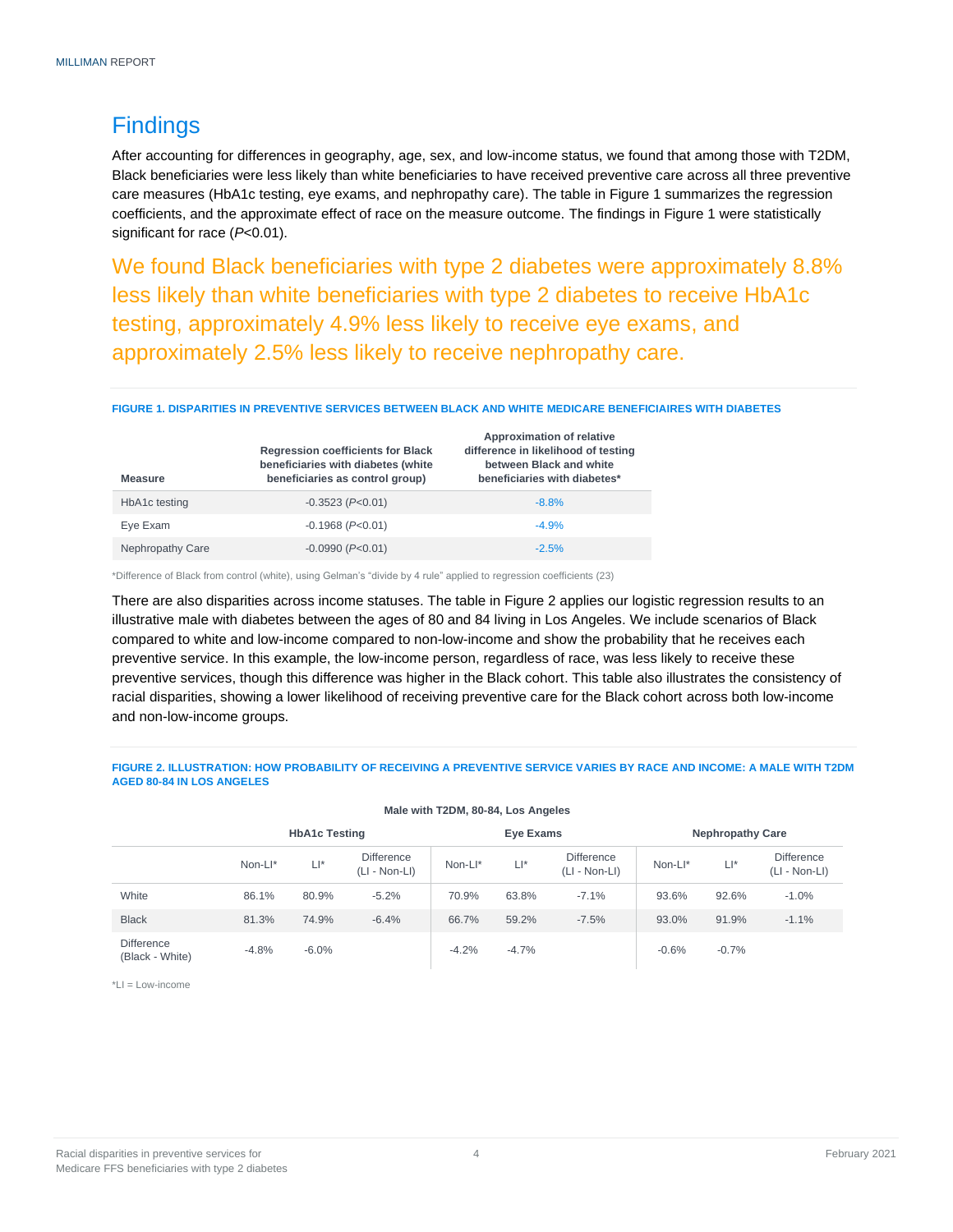## Findings

After accounting for differences in geography, age, sex, and low-income status, we found that among those with T2DM, Black beneficiaries were less likely than white beneficiaries to have received preventive care across all three preventive care measures (HbA1c testing, eye exams, and nephropathy care). The table in Figure 1 summarizes the regression coefficients, and the approximate effect of race on the measure outcome. The findings in Figure 1 were statistically significant for race (*P*<0.01).

We found Black beneficiaries with type 2 diabetes were approximately 8.8% less likely than white beneficiaries with type 2 diabetes to receive HbA1c testing, approximately 4.9% less likely to receive eye exams, and approximately 2.5% less likely to receive nephropathy care.

**FIGURE 1. DISPARITIES IN PREVENTIVE SERVICES BETWEEN BLACK AND WHITE MEDICARE BENEFICIAIRES WITH DIABETES**

| Measure | Regression coefficients for Black beneficiaries with diabetes (white beneficiaries as control group) | Approximation of relative difference in likelihood of testing between Black and white beneficiaries with diabetes* |
|---|---|---|
| HbA1c testing | -0.3523 (*P*<0.01) | -8.8% |
| Eye Exam | -0.1968 (*P*<0.01) | -4.9% |
| Nephropathy Care | -0.0990 (*P*<0.01) | -2.5% |

*Difference of Black from control (white), using Gelman's "divide by 4 rule" applied to regression coefficients (23)

There are also disparities across income statuses. The table in Figure 2 applies our logistic regression results to an illustrative male with diabetes between the ages of 80 and 84 living in Los Angeles. We include scenarios of Black compared to white and low-income compared to non-low-income and show the probability that he receives each preventive service. In this example, the low-income person, regardless of race, was less likely to receive these preventive services, though this difference was higher in the Black cohort. This table also illustrates the consistency of racial disparities, showing a lower likelihood of receiving preventive care for the Black cohort across both low-income and non-low-income groups.

**FIGURE 2. ILLUSTRATION: HOW PROBABILITY OF RECEIVING A PREVENTIVE SERVICE VARIES BY RACE AND INCOME: A MALE WITH T2DM AGED 80-84 IN LOS ANGELES**

**Male with T2DM, 80-84, Los Angeles**

| | HbA1c Testing | | | Eye Exams | | | Nephropathy Care | | |
|---|---|---|---|---|---|---|---|---|---|
| | Non-LI* | LI* | Difference (LI - Non-LI) | Non-LI* | LI* | Difference (LI - Non-LI) | Non-LI* | LI* | Difference (LI - Non-LI) |
| White | 86.1% | 80.9% | -5.2% | 70.9% | 63.8% | -7.1% | 93.6% | 92.6% | -1.0% |
| Black | 81.3% | 74.9% | -6.4% | 66.7% | 59.2% | -7.5% | 93.0% | 91.9% | -1.1% |
| Difference (Black - White) | -4.8% | -6.0% | | -4.2% | -4.7% | | -0.6% | -0.7% | |

*LI = Low-income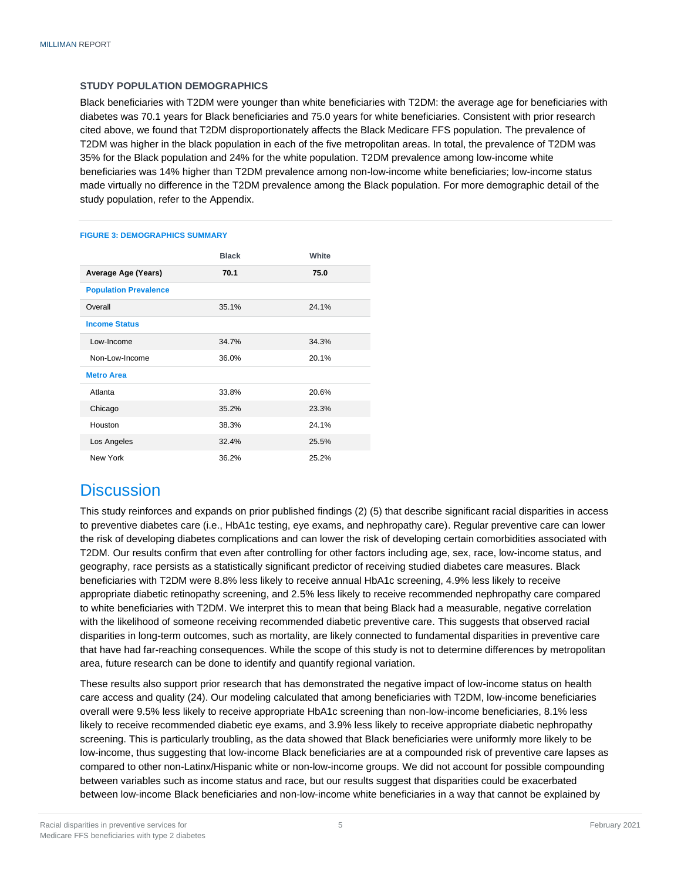### STUDY POPULATION DEMOGRAPHICS

Black beneficiaries with T2DM were younger than white beneficiaries with T2DM: the average age for beneficiaries with diabetes was 70.1 years for Black beneficiaries and 75.0 years for white beneficiaries. Consistent with prior research cited above, we found that T2DM disproportionately affects the Black Medicare FFS population. The prevalence of T2DM was higher in the black population in each of the five metropolitan areas. In total, the prevalence of T2DM was 35% for the Black population and 24% for the white population. T2DM prevalence among low-income white beneficiaries was 14% higher than T2DM prevalence among non-low-income white beneficiaries; low-income status made virtually no difference in the T2DM prevalence among the Black population. For more demographic detail of the study population, refer to the Appendix.

**FIGURE 3: DEMOGRAPHICS SUMMARY**

| | Black | White |
|---|---|---|
| **Average Age (Years)** | **70.1** | **75.0** |
| **Population Prevalence** | | |
| Overall | 35.1% | 24.1% |
| **Income Status** | | |
| Low-Income | 34.7% | 34.3% |
| Non-Low-Income | 36.0% | 20.1% |
| **Metro Area** | | |
| Atlanta | 33.8% | 20.6% |
| Chicago | 35.2% | 23.3% |
| Houston | 38.3% | 24.1% |
| Los Angeles | 32.4% | 25.5% |
| New York | 36.2% | 25.2% |

# Discussion

This study reinforces and expands on prior published findings (2) (5) that describe significant racial disparities in access to preventive diabetes care (i.e., HbA1c testing, eye exams, and nephropathy care). Regular preventive care can lower the risk of developing diabetes complications and can lower the risk of developing certain comorbidities associated with T2DM. Our results confirm that even after controlling for other factors including age, sex, race, low-income status, and geography, race persists as a statistically significant predictor of receiving studied diabetes care measures. Black beneficiaries with T2DM were 8.8% less likely to receive annual HbA1c screening, 4.9% less likely to receive appropriate diabetic retinopathy screening, and 2.5% less likely to receive recommended nephropathy care compared to white beneficiaries with T2DM. We interpret this to mean that being Black had a measurable, negative correlation with the likelihood of someone receiving recommended diabetic preventive care. This suggests that observed racial disparities in long-term outcomes, such as mortality, are likely connected to fundamental disparities in preventive care that have had far-reaching consequences. While the scope of this study is not to determine differences by metropolitan area, future research can be done to identify and quantify regional variation.

These results also support prior research that has demonstrated the negative impact of low-income status on health care access and quality (24). Our modeling calculated that among beneficiaries with T2DM, low-income beneficiaries overall were 9.5% less likely to receive appropriate HbA1c screening than non-low-income beneficiaries, 8.1% less likely to receive recommended diabetic eye exams, and 3.9% less likely to receive appropriate diabetic nephropathy screening. This is particularly troubling, as the data showed that Black beneficiaries were uniformly more likely to be low-income, thus suggesting that low-income Black beneficiaries are at a compounded risk of preventive care lapses as compared to other non-Latinx/Hispanic white or non-low-income groups. We did not account for possible compounding between variables such as income status and race, but our results suggest that disparities could be exacerbated between low-income Black beneficiaries and non-low-income white beneficiaries in a way that cannot be explained by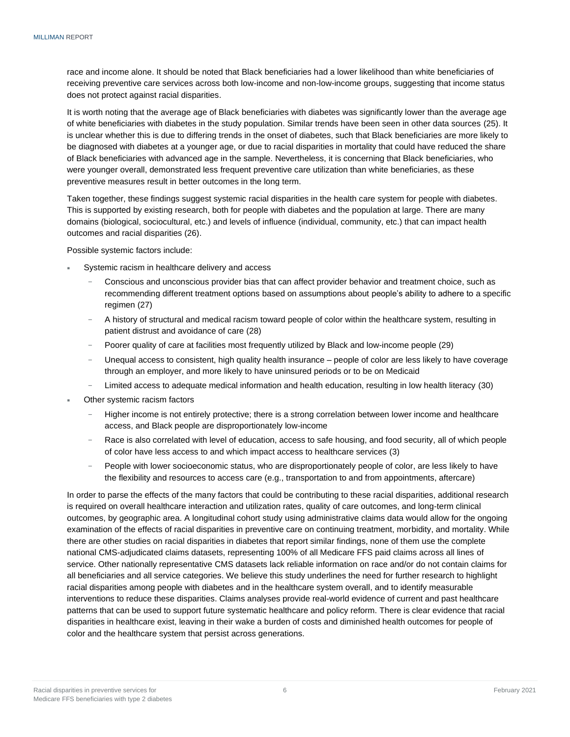race and income alone. It should be noted that Black beneficiaries had a lower likelihood than white beneficiaries of receiving preventive care services across both low-income and non-low-income groups, suggesting that income status does not protect against racial disparities.

It is worth noting that the average age of Black beneficiaries with diabetes was significantly lower than the average age of white beneficiaries with diabetes in the study population. Similar trends have been seen in other data sources (25). It is unclear whether this is due to differing trends in the onset of diabetes, such that Black beneficiaries are more likely to be diagnosed with diabetes at a younger age, or due to racial disparities in mortality that could have reduced the share of Black beneficiaries with advanced age in the sample. Nevertheless, it is concerning that Black beneficiaries, who were younger overall, demonstrated less frequent preventive care utilization than white beneficiaries, as these preventive measures result in better outcomes in the long term.

Taken together, these findings suggest systemic racial disparities in the health care system for people with diabetes. This is supported by existing research, both for people with diabetes and the population at large. There are many domains (biological, sociocultural, etc.) and levels of influence (individual, community, etc.) that can impact health outcomes and racial disparities (26).

Possible systemic factors include:

- Systemic racism in healthcare delivery and access
  - Conscious and unconscious provider bias that can affect provider behavior and treatment choice, such as recommending different treatment options based on assumptions about people's ability to adhere to a specific regimen (27)
  - A history of structural and medical racism toward people of color within the healthcare system, resulting in patient distrust and avoidance of care (28)
  - Poorer quality of care at facilities most frequently utilized by Black and low-income people (29)
  - Unequal access to consistent, high quality health insurance – people of color are less likely to have coverage through an employer, and more likely to have uninsured periods or to be on Medicaid
  - Limited access to adequate medical information and health education, resulting in low health literacy (30)
- Other systemic racism factors
  - Higher income is not entirely protective; there is a strong correlation between lower income and healthcare access, and Black people are disproportionately low-income
  - Race is also correlated with level of education, access to safe housing, and food security, all of which people of color have less access to and which impact access to healthcare services (3)
  - People with lower socioeconomic status, who are disproportionately people of color, are less likely to have the flexibility and resources to access care (e.g., transportation to and from appointments, aftercare)

In order to parse the effects of the many factors that could be contributing to these racial disparities, additional research is required on overall healthcare interaction and utilization rates, quality of care outcomes, and long-term clinical outcomes, by geographic area. A longitudinal cohort study using administrative claims data would allow for the ongoing examination of the effects of racial disparities in preventive care on continuing treatment, morbidity, and mortality. While there are other studies on racial disparities in diabetes that report similar findings, none of them use the complete national CMS-adjudicated claims datasets, representing 100% of all Medicare FFS paid claims across all lines of service. Other nationally representative CMS datasets lack reliable information on race and/or do not contain claims for all beneficiaries and all service categories. We believe this study underlines the need for further research to highlight racial disparities among people with diabetes and in the healthcare system overall, and to identify measurable interventions to reduce these disparities. Claims analyses provide real-world evidence of current and past healthcare patterns that can be used to support future systematic healthcare and policy reform. There is clear evidence that racial disparities in healthcare exist, leaving in their wake a burden of costs and diminished health outcomes for people of color and the healthcare system that persist across generations.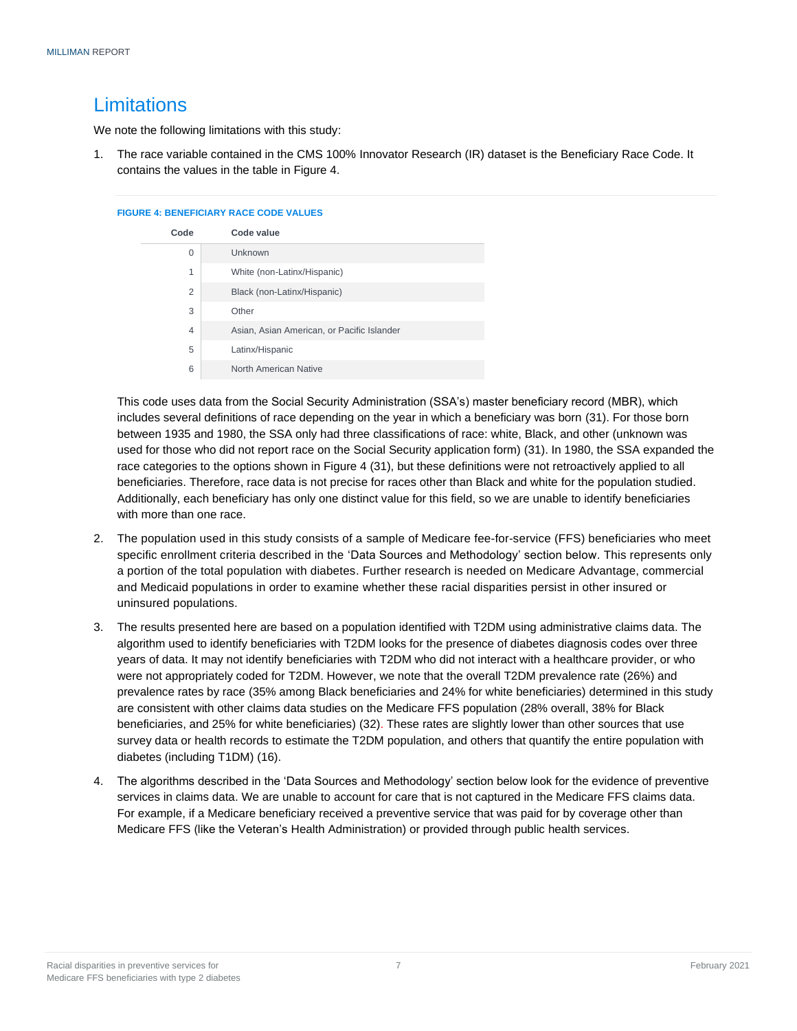## Limitations

We note the following limitations with this study:

1. The race variable contained in the CMS 100% Innovator Research (IR) dataset is the Beneficiary Race Code. It contains the values in the table in Figure 4.

   **FIGURE 4: BENEFICIARY RACE CODE VALUES**

   | Code | Code value |
   |---|---|
   | 0 | Unknown |
   | 1 | White (non-Latinx/Hispanic) |
   | 2 | Black (non-Latinx/Hispanic) |
   | 3 | Other |
   | 4 | Asian, Asian American, or Pacific Islander |
   | 5 | Latinx/Hispanic |
   | 6 | North American Native |

   This code uses data from the Social Security Administration (SSA's) master beneficiary record (MBR), which includes several definitions of race depending on the year in which a beneficiary was born (31). For those born between 1935 and 1980, the SSA only had three classifications of race: white, Black, and other (unknown was used for those who did not report race on the Social Security application form) (31). In 1980, the SSA expanded the race categories to the options shown in Figure 4 (31), but these definitions were not retroactively applied to all beneficiaries. Therefore, race data is not precise for races other than Black and white for the population studied. Additionally, each beneficiary has only one distinct value for this field, so we are unable to identify beneficiaries with more than one race.

2. The population used in this study consists of a sample of Medicare fee-for-service (FFS) beneficiaries who meet specific enrollment criteria described in the 'Data Sources and Methodology' section below. This represents only a portion of the total population with diabetes. Further research is needed on Medicare Advantage, commercial and Medicaid populations in order to examine whether these racial disparities persist in other insured or uninsured populations.

3. The results presented here are based on a population identified with T2DM using administrative claims data. The algorithm used to identify beneficiaries with T2DM looks for the presence of diabetes diagnosis codes over three years of data. It may not identify beneficiaries with T2DM who did not interact with a healthcare provider, or who were not appropriately coded for T2DM. However, we note that the overall T2DM prevalence rate (26%) and prevalence rates by race (35% among Black beneficiaries and 24% for white beneficiaries) determined in this study are consistent with other claims data studies on the Medicare FFS population (28% overall, 38% for Black beneficiaries, and 25% for white beneficiaries) (32). These rates are slightly lower than other sources that use survey data or health records to estimate the T2DM population, and others that quantify the entire population with diabetes (including T1DM) (16).

4. The algorithms described in the 'Data Sources and Methodology' section below look for the evidence of preventive services in claims data. We are unable to account for care that is not captured in the Medicare FFS claims data. For example, if a Medicare beneficiary received a preventive service that was paid for by coverage other than Medicare FFS (like the Veteran's Health Administration) or provided through public health services.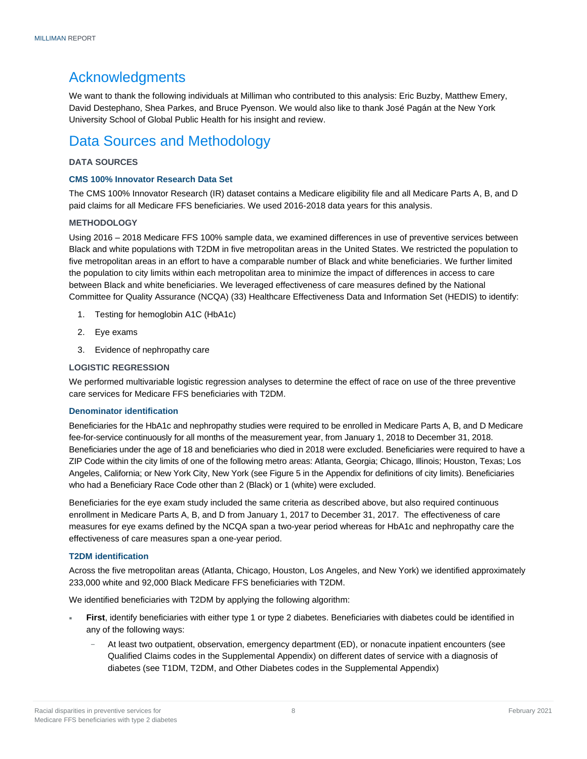## Acknowledgments

We want to thank the following individuals at Milliman who contributed to this analysis: Eric Buzby, Matthew Emery, David Destephano, Shea Parkes, and Bruce Pyenson. We would also like to thank José Pagán at the New York University School of Global Public Health for his insight and review.

## Data Sources and Methodology

### DATA SOURCES

#### CMS 100% Innovator Research Data Set

The CMS 100% Innovator Research (IR) dataset contains a Medicare eligibility file and all Medicare Parts A, B, and D paid claims for all Medicare FFS beneficiaries. We used 2016-2018 data years for this analysis.

### METHODOLOGY

Using 2016 – 2018 Medicare FFS 100% sample data, we examined differences in use of preventive services between Black and white populations with T2DM in five metropolitan areas in the United States. We restricted the population to five metropolitan areas in an effort to have a comparable number of Black and white beneficiaries. We further limited the population to city limits within each metropolitan area to minimize the impact of differences in access to care between Black and white beneficiaries. We leveraged effectiveness of care measures defined by the National Committee for Quality Assurance (NCQA) (33) Healthcare Effectiveness Data and Information Set (HEDIS) to identify:

1. Testing for hemoglobin A1C (HbA1c)
2. Eye exams
3. Evidence of nephropathy care

### LOGISTIC REGRESSION

We performed multivariable logistic regression analyses to determine the effect of race on use of the three preventive care services for Medicare FFS beneficiaries with T2DM.

#### Denominator identification

Beneficiaries for the HbA1c and nephropathy studies were required to be enrolled in Medicare Parts A, B, and D Medicare fee-for-service continuously for all months of the measurement year, from January 1, 2018 to December 31, 2018. Beneficiaries under the age of 18 and beneficiaries who died in 2018 were excluded. Beneficiaries were required to have a ZIP Code within the city limits of one of the following metro areas: Atlanta, Georgia; Chicago, Illinois; Houston, Texas; Los Angeles, California; or New York City, New York (see Figure 5 in the Appendix for definitions of city limits). Beneficiaries who had a Beneficiary Race Code other than 2 (Black) or 1 (white) were excluded.

Beneficiaries for the eye exam study included the same criteria as described above, but also required continuous enrollment in Medicare Parts A, B, and D from January 1, 2017 to December 31, 2017. The effectiveness of care measures for eye exams defined by the NCQA span a two-year period whereas for HbA1c and nephropathy care the effectiveness of care measures span a one-year period.

#### T2DM identification

Across the five metropolitan areas (Atlanta, Chicago, Houston, Los Angeles, and New York) we identified approximately 233,000 white and 92,000 Black Medicare FFS beneficiaries with T2DM.

We identified beneficiaries with T2DM by applying the following algorithm:

- **First**, identify beneficiaries with either type 1 or type 2 diabetes. Beneficiaries with diabetes could be identified in any of the following ways:
  - At least two outpatient, observation, emergency department (ED), or nonacute inpatient encounters (see Qualified Claims codes in the Supplemental Appendix) on different dates of service with a diagnosis of diabetes (see T1DM, T2DM, and Other Diabetes codes in the Supplemental Appendix)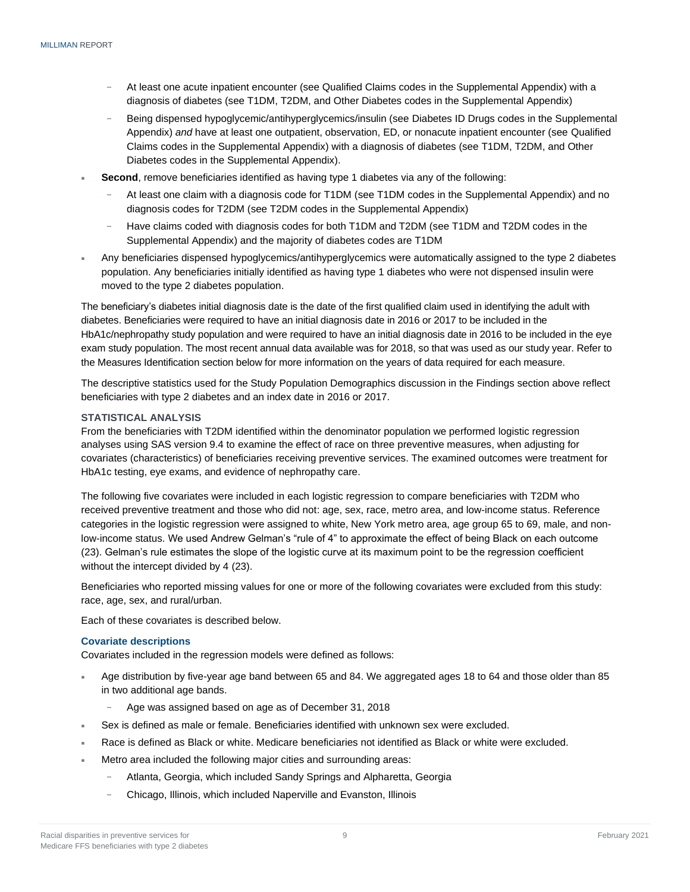- At least one acute inpatient encounter (see Qualified Claims codes in the Supplemental Appendix) with a diagnosis of diabetes (see T1DM, T2DM, and Other Diabetes codes in the Supplemental Appendix)
  - Being dispensed hypoglycemic/antihyperglycemics/insulin (see Diabetes ID Drugs codes in the Supplemental Appendix) *and* have at least one outpatient, observation, ED, or nonacute inpatient encounter (see Qualified Claims codes in the Supplemental Appendix) with a diagnosis of diabetes (see T1DM, T2DM, and Other Diabetes codes in the Supplemental Appendix).
- **Second**, remove beneficiaries identified as having type 1 diabetes via any of the following:
  - At least one claim with a diagnosis code for T1DM (see T1DM codes in the Supplemental Appendix) and no diagnosis codes for T2DM (see T2DM codes in the Supplemental Appendix)
  - Have claims coded with diagnosis codes for both T1DM and T2DM (see T1DM and T2DM codes in the Supplemental Appendix) and the majority of diabetes codes are T1DM
- Any beneficiaries dispensed hypoglycemics/antihyperglycemics were automatically assigned to the type 2 diabetes population. Any beneficiaries initially identified as having type 1 diabetes who were not dispensed insulin were moved to the type 2 diabetes population.

The beneficiary's diabetes initial diagnosis date is the date of the first qualified claim used in identifying the adult with diabetes. Beneficiaries were required to have an initial diagnosis date in 2016 or 2017 to be included in the HbA1c/nephropathy study population and were required to have an initial diagnosis date in 2016 to be included in the eye exam study population. The most recent annual data available was for 2018, so that was used as our study year. Refer to the Measures Identification section below for more information on the years of data required for each measure.

The descriptive statistics used for the Study Population Demographics discussion in the Findings section above reflect beneficiaries with type 2 diabetes and an index date in 2016 or 2017.

### STATISTICAL ANALYSIS

From the beneficiaries with T2DM identified within the denominator population we performed logistic regression analyses using SAS version 9.4 to examine the effect of race on three preventive measures, when adjusting for covariates (characteristics) of beneficiaries receiving preventive services. The examined outcomes were treatment for HbA1c testing, eye exams, and evidence of nephropathy care.

The following five covariates were included in each logistic regression to compare beneficiaries with T2DM who received preventive treatment and those who did not: age, sex, race, metro area, and low-income status. Reference categories in the logistic regression were assigned to white, New York metro area, age group 65 to 69, male, and non-low-income status. We used Andrew Gelman's "rule of 4" to approximate the effect of being Black on each outcome (23). Gelman's rule estimates the slope of the logistic curve at its maximum point to be the regression coefficient without the intercept divided by 4 (23).

Beneficiaries who reported missing values for one or more of the following covariates were excluded from this study: race, age, sex, and rural/urban.

Each of these covariates is described below.

#### Covariate descriptions

Covariates included in the regression models were defined as follows:

- Age distribution by five-year age band between 65 and 84. We aggregated ages 18 to 64 and those older than 85 in two additional age bands.
  - Age was assigned based on age as of December 31, 2018
- Sex is defined as male or female. Beneficiaries identified with unknown sex were excluded.
- Race is defined as Black or white. Medicare beneficiaries not identified as Black or white were excluded.
- Metro area included the following major cities and surrounding areas:
  - Atlanta, Georgia, which included Sandy Springs and Alpharetta, Georgia
  - Chicago, Illinois, which included Naperville and Evanston, Illinois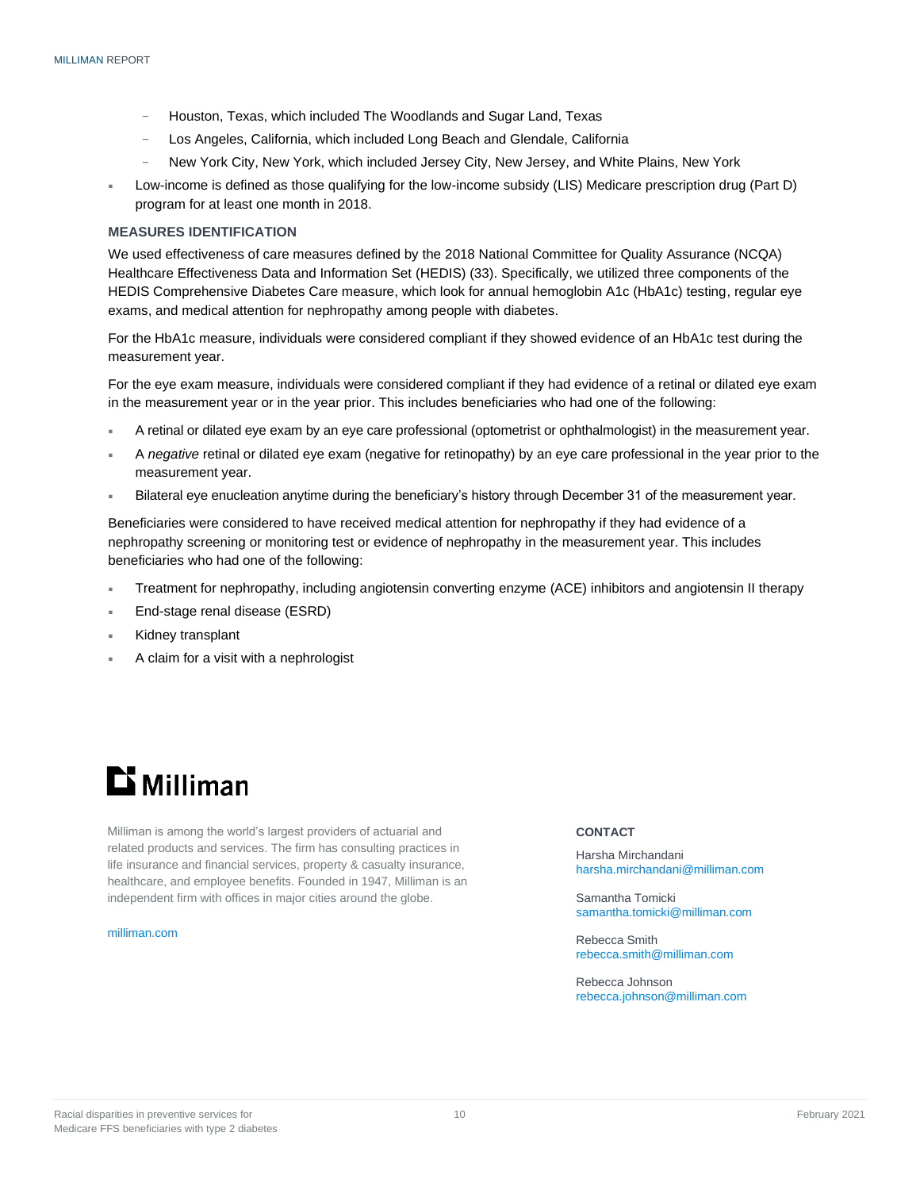- Houston, Texas, which included The Woodlands and Sugar Land, Texas
  - Los Angeles, California, which included Long Beach and Glendale, California
  - New York City, New York, which included Jersey City, New Jersey, and White Plains, New York
- Low-income is defined as those qualifying for the low-income subsidy (LIS) Medicare prescription drug (Part D) program for at least one month in 2018.

### MEASURES IDENTIFICATION

We used effectiveness of care measures defined by the 2018 National Committee for Quality Assurance (NCQA) Healthcare Effectiveness Data and Information Set (HEDIS) (33). Specifically, we utilized three components of the HEDIS Comprehensive Diabetes Care measure, which look for annual hemoglobin A1c (HbA1c) testing, regular eye exams, and medical attention for nephropathy among people with diabetes.

For the HbA1c measure, individuals were considered compliant if they showed evidence of an HbA1c test during the measurement year.

For the eye exam measure, individuals were considered compliant if they had evidence of a retinal or dilated eye exam in the measurement year or in the year prior. This includes beneficiaries who had one of the following:

- A retinal or dilated eye exam by an eye care professional (optometrist or ophthalmologist) in the measurement year.
- A *negative* retinal or dilated eye exam (negative for retinopathy) by an eye care professional in the year prior to the measurement year.
- Bilateral eye enucleation anytime during the beneficiary's history through December 31 of the measurement year.

Beneficiaries were considered to have received medical attention for nephropathy if they had evidence of a nephropathy screening or monitoring test or evidence of nephropathy in the measurement year. This includes beneficiaries who had one of the following:

- Treatment for nephropathy, including angiotensin converting enzyme (ACE) inhibitors and angiotensin II therapy
- End-stage renal disease (ESRD)
- Kidney transplant
- A claim for a visit with a nephrologist

**Milliman**

Milliman is among the world's largest providers of actuarial and related products and services. The firm has consulting practices in life insurance and financial services, property & casualty insurance, healthcare, and employee benefits. Founded in 1947, Milliman is an independent firm with offices in major cities around the globe.

milliman.com

**CONTACT**

Harsha Mirchandani
harsha.mirchandani@milliman.com

Samantha Tomicki
samantha.tomicki@milliman.com

Rebecca Smith
rebecca.smith@milliman.com

Rebecca Johnson
rebecca.johnson@milliman.com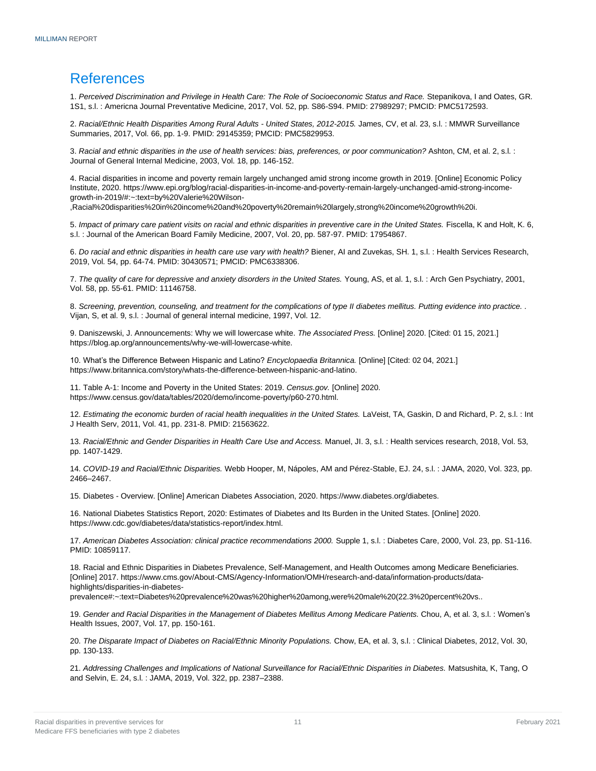# References

1. *Perceived Discrimination and Privilege in Health Care: The Role of Socioeconomic Status and Race.* Stepanikova, I and Oates, GR. 1S1, s.l. : Americna Journal Preventative Medicine, 2017, Vol. 52, pp. S86-S94. PMID: 27989297; PMCID: PMC5172593.

2. *Racial/Ethnic Health Disparities Among Rural Adults - United States, 2012-2015.* James, CV, et al. 23, s.l. : MMWR Surveillance Summaries, 2017, Vol. 66, pp. 1-9. PMID: 29145359; PMCID: PMC5829953.

3. *Racial and ethnic disparities in the use of health services: bias, preferences, or poor communication?* Ashton, CM, et al. 2, s.l. : Journal of General Internal Medicine, 2003, Vol. 18, pp. 146-152.

4. Racial disparities in income and poverty remain largely unchanged amid strong income growth in 2019. [Online] Economic Policy Institute, 2020. https://www.epi.org/blog/racial-disparities-in-income-and-poverty-remain-largely-unchanged-amid-strong-income-growth-in-2019/#:~:text=by%20Valerie%20Wilson-,Racial%20disparities%20in%20income%20and%20poverty%20remain%20largely,strong%20income%20growth%20i.

5. *Impact of primary care patient visits on racial and ethnic disparities in preventive care in the United States.* Fiscella, K and Holt, K. 6, s.l. : Journal of the American Board Family Medicine, 2007, Vol. 20, pp. 587-97. PMID: 17954867.

6. *Do racial and ethnic disparities in health care use vary with health?* Biener, AI and Zuvekas, SH. 1, s.l. : Health Services Research, 2019, Vol. 54, pp. 64-74. PMID: 30430571; PMCID: PMC6338306.

7. *The quality of care for depressive and anxiety disorders in the United States.* Young, AS, et al. 1, s.l. : Arch Gen Psychiatry, 2001, Vol. 58, pp. 55-61. PMID: 11146758.

8. *Screening, prevention, counseling, and treatment for the complications of type II diabetes mellitus. Putting evidence into practice. .* Vijan, S, et al. 9, s.l. : Journal of general internal medicine, 1997, Vol. 12.

9. Daniszewski, J. Announcements: Why we will lowercase white. *The Associated Press.* [Online] 2020. [Cited: 01 15, 2021.] https://blog.ap.org/announcements/why-we-will-lowercase-white.

10. What's the Difference Between Hispanic and Latino? *Encyclopaedia Britannica.* [Online] [Cited: 02 04, 2021.] https://www.britannica.com/story/whats-the-difference-between-hispanic-and-latino.

11. Table A-1: Income and Poverty in the United States: 2019. *Census.gov.* [Online] 2020. https://www.census.gov/data/tables/2020/demo/income-poverty/p60-270.html.

12. *Estimating the economic burden of racial health inequalities in the United States.* LaVeist, TA, Gaskin, D and Richard, P. 2, s.l. : Int J Health Serv, 2011, Vol. 41, pp. 231-8. PMID: 21563622.

13. *Racial/Ethnic and Gender Disparities in Health Care Use and Access.* Manuel, JI. 3, s.l. : Health services research, 2018, Vol. 53, pp. 1407-1429.

14. *COVID-19 and Racial/Ethnic Disparities.* Webb Hooper, M, Nápoles, AM and Pérez-Stable, EJ. 24, s.l. : JAMA, 2020, Vol. 323, pp. 2466–2467.

15. Diabetes - Overview. [Online] American Diabetes Association, 2020. https://www.diabetes.org/diabetes.

16. National Diabetes Statistics Report, 2020: Estimates of Diabetes and Its Burden in the United States. [Online] 2020. https://www.cdc.gov/diabetes/data/statistics-report/index.html.

17. *American Diabetes Association: clinical practice recommendations 2000.* Supple 1, s.l. : Diabetes Care, 2000, Vol. 23, pp. S1-116. PMID: 10859117.

18. Racial and Ethnic Disparities in Diabetes Prevalence, Self-Management, and Health Outcomes among Medicare Beneficiaries. [Online] 2017. https://www.cms.gov/About-CMS/Agency-Information/OMH/research-and-data/information-products/data-highlights/disparities-in-diabetes-prevalence#:~:text=Diabetes%20prevalence%20was%20higher%20among,were%20male%20(22.3%20percent%20vs..

19. *Gender and Racial Disparities in the Management of Diabetes Mellitus Among Medicare Patients.* Chou, A, et al. 3, s.l. : Women's Health Issues, 2007, Vol. 17, pp. 150-161.

20. *The Disparate Impact of Diabetes on Racial/Ethnic Minority Populations.* Chow, EA, et al. 3, s.l. : Clinical Diabetes, 2012, Vol. 30, pp. 130-133.

21. *Addressing Challenges and Implications of National Surveillance for Racial/Ethnic Disparities in Diabetes.* Matsushita, K, Tang, O and Selvin, E. 24, s.l. : JAMA, 2019, Vol. 322, pp. 2387–2388.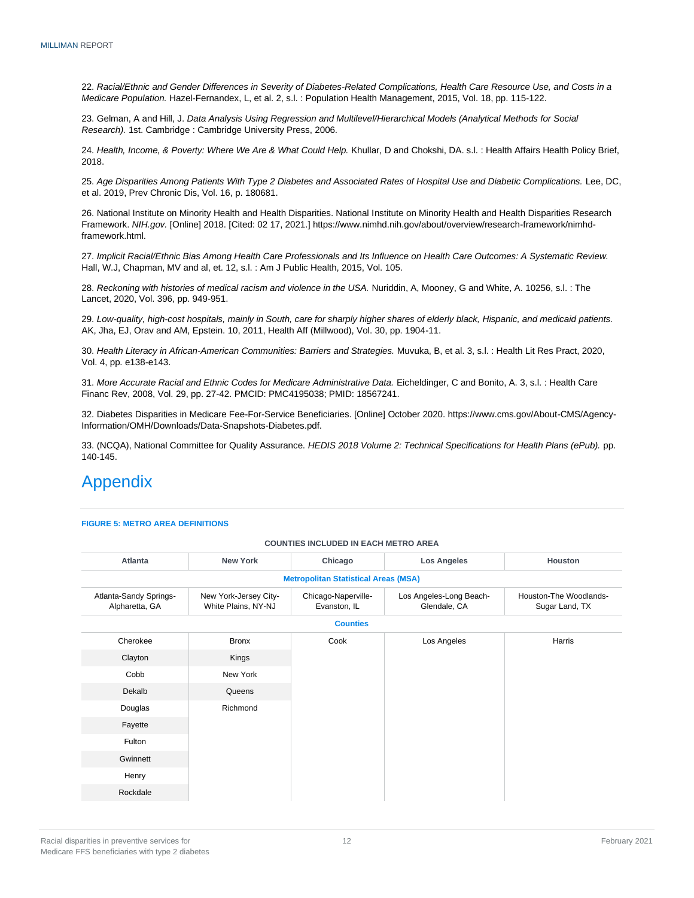22. *Racial/Ethnic and Gender Differences in Severity of Diabetes-Related Complications, Health Care Resource Use, and Costs in a Medicare Population.* Hazel-Fernandex, L, et al. 2, s.l. : Population Health Management, 2015, Vol. 18, pp. 115-122.

23. Gelman, A and Hill, J. *Data Analysis Using Regression and Multilevel/Hierarchical Models (Analytical Methods for Social Research).* 1st. Cambridge : Cambridge University Press, 2006.

24. *Health, Income, & Poverty: Where We Are & What Could Help.* Khullar, D and Chokshi, DA. s.l. : Health Affairs Health Policy Brief, 2018.

25. *Age Disparities Among Patients With Type 2 Diabetes and Associated Rates of Hospital Use and Diabetic Complications.* Lee, DC, et al. 2019, Prev Chronic Dis, Vol. 16, p. 180681.

26. National Institute on Minority Health and Health Disparities. National Institute on Minority Health and Health Disparities Research Framework. *NIH.gov.* [Online] 2018. [Cited: 02 17, 2021.] https://www.nimhd.nih.gov/about/overview/research-framework/nimhd-framework.html.

27. *Implicit Racial/Ethnic Bias Among Health Care Professionals and Its Influence on Health Care Outcomes: A Systematic Review.* Hall, W.J, Chapman, MV and al, et. 12, s.l. : Am J Public Health, 2015, Vol. 105.

28. *Reckoning with histories of medical racism and violence in the USA.* Nuriddin, A, Mooney, G and White, A. 10256, s.l. : The Lancet, 2020, Vol. 396, pp. 949-951.

29. *Low-quality, high-cost hospitals, mainly in South, care for sharply higher shares of elderly black, Hispanic, and medicaid patients.* AK, Jha, EJ, Orav and AM, Epstein. 10, 2011, Health Aff (Millwood), Vol. 30, pp. 1904-11.

30. *Health Literacy in African-American Communities: Barriers and Strategies.* Muvuka, B, et al. 3, s.l. : Health Lit Res Pract, 2020, Vol. 4, pp. e138-e143.

31. *More Accurate Racial and Ethnic Codes for Medicare Administrative Data.* Eicheldinger, C and Bonito, A. 3, s.l. : Health Care Financ Rev, 2008, Vol. 29, pp. 27-42. PMCID: PMC4195038; PMID: 18567241.

32. Diabetes Disparities in Medicare Fee-For-Service Beneficiaries. [Online] October 2020. https://www.cms.gov/About-CMS/Agency-Information/OMH/Downloads/Data-Snapshots-Diabetes.pdf.

33. (NCQA), National Committee for Quality Assurance. *HEDIS 2018 Volume 2: Technical Specifications for Health Plans (ePub).* pp. 140-145.

# Appendix

**FIGURE 5: METRO AREA DEFINITIONS**

**COUNTIES INCLUDED IN EACH METRO AREA**

| Atlanta | New York | Chicago | Los Angeles | Houston |
|---|---|---|---|---|
| **Metropolitan Statistical Areas (MSA)** | | | | |
| Atlanta-Sandy Springs-Alpharetta, GA | New York-Jersey City-White Plains, NY-NJ | Chicago-Naperville-Evanston, IL | Los Angeles-Long Beach-Glendale, CA | Houston-The Woodlands-Sugar Land, TX |
| **Counties** | | | | |
| Cherokee | Bronx | Cook | Los Angeles | Harris |
| Clayton | Kings | | | |
| Cobb | New York | | | |
| Dekalb | Queens | | | |
| Douglas | Richmond | | | |
| Fayette | | | | |
| Fulton | | | | |
| Gwinnett | | | | |
| Henry | | | | |
| Rockdale | | | | |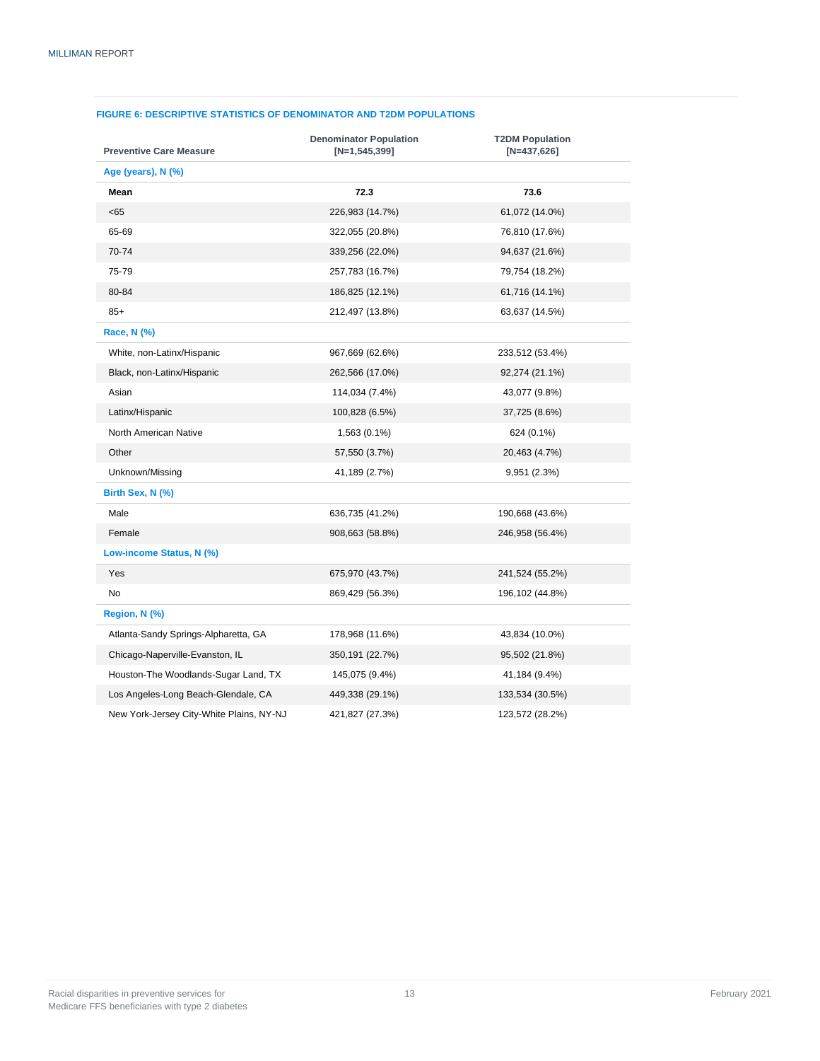**FIGURE 6: DESCRIPTIVE STATISTICS OF DENOMINATOR AND T2DM POPULATIONS**

| Preventive Care Measure | Denominator Population [N=1,545,399] | T2DM Population [N=437,626] |
|---|---|---|
| **Age (years), N (%)** | | |
| **Mean** | **72.3** | **73.6** |
| <65 | 226,983 (14.7%) | 61,072 (14.0%) |
| 65-69 | 322,055 (20.8%) | 76,810 (17.6%) |
| 70-74 | 339,256 (22.0%) | 94,637 (21.6%) |
| 75-79 | 257,783 (16.7%) | 79,754 (18.2%) |
| 80-84 | 186,825 (12.1%) | 61,716 (14.1%) |
| 85+ | 212,497 (13.8%) | 63,637 (14.5%) |
| **Race, N (%)** | | |
| White, non-Latinx/Hispanic | 967,669 (62.6%) | 233,512 (53.4%) |
| Black, non-Latinx/Hispanic | 262,566 (17.0%) | 92,274 (21.1%) |
| Asian | 114,034 (7.4%) | 43,077 (9.8%) |
| Latinx/Hispanic | 100,828 (6.5%) | 37,725 (8.6%) |
| North American Native | 1,563 (0.1%) | 624 (0.1%) |
| Other | 57,550 (3.7%) | 20,463 (4.7%) |
| Unknown/Missing | 41,189 (2.7%) | 9,951 (2.3%) |
| **Birth Sex, N (%)** | | |
| Male | 636,735 (41.2%) | 190,668 (43.6%) |
| Female | 908,663 (58.8%) | 246,958 (56.4%) |
| **Low-income Status, N (%)** | | |
| Yes | 675,970 (43.7%) | 241,524 (55.2%) |
| No | 869,429 (56.3%) | 196,102 (44.8%) |
| **Region, N (%)** | | |
| Atlanta-Sandy Springs-Alpharetta, GA | 178,968 (11.6%) | 43,834 (10.0%) |
| Chicago-Naperville-Evanston, IL | 350,191 (22.7%) | 95,502 (21.8%) |
| Houston-The Woodlands-Sugar Land, TX | 145,075 (9.4%) | 41,184 (9.4%) |
| Los Angeles-Long Beach-Glendale, CA | 449,338 (29.1%) | 133,534 (30.5%) |
| New York-Jersey City-White Plains, NY-NJ | 421,827 (27.3%) | 123,572 (28.2%) |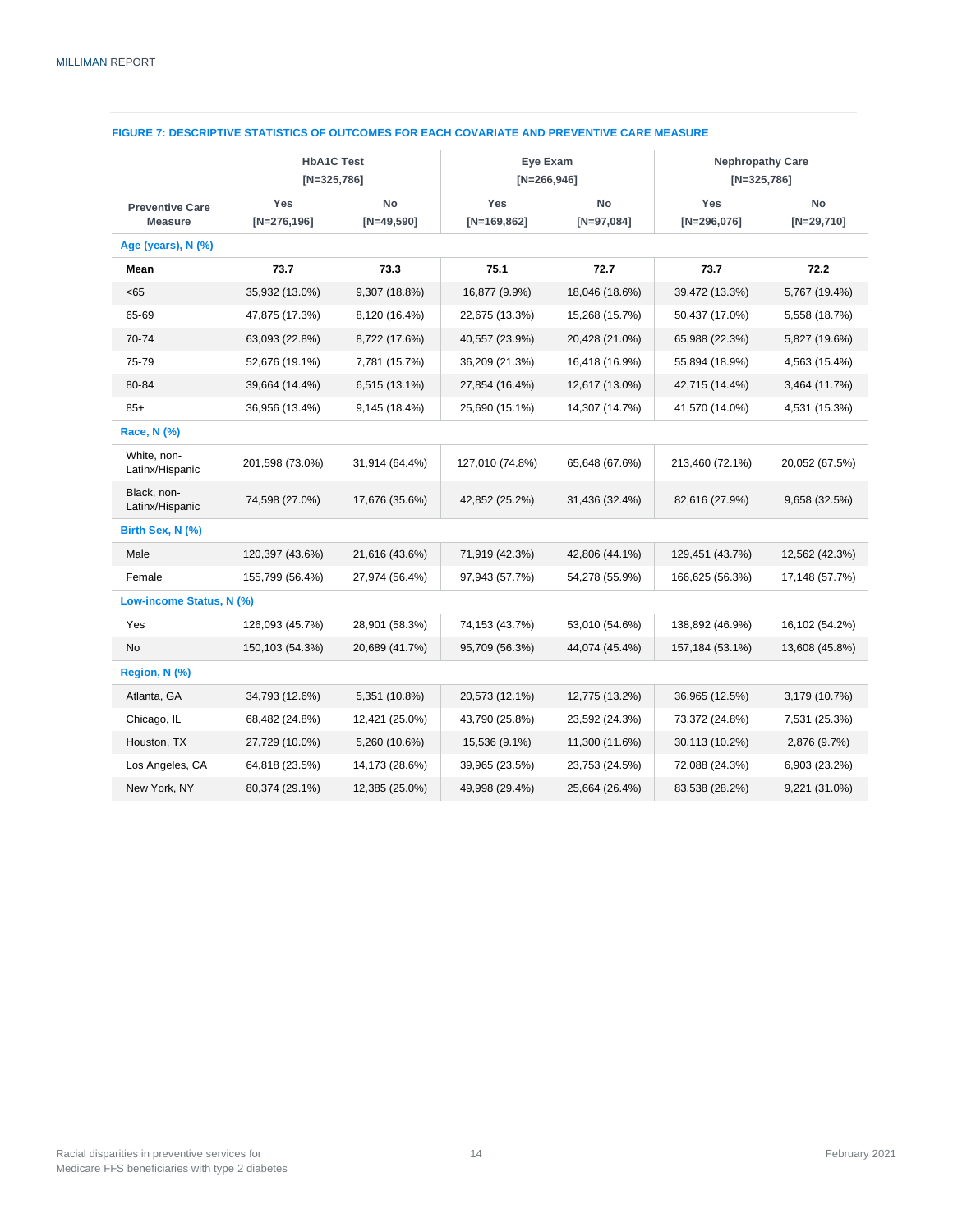**FIGURE 7: DESCRIPTIVE STATISTICS OF OUTCOMES FOR EACH COVARIATE AND PREVENTIVE CARE MEASURE**

| | HbA1C Test [N=325,786] | | Eye Exam [N=266,946] | | Nephropathy Care [N=325,786] | |
|---|---|---|---|---|---|---|
| **Preventive Care Measure** | **Yes [N=276,196]** | **No [N=49,590]** | **Yes [N=169,862]** | **No [N=97,084]** | **Yes [N=296,076]** | **No [N=29,710]** |
| **Age (years), N (%)** | | | | | | |
| **Mean** | **73.7** | **73.3** | **75.1** | **72.7** | **73.7** | **72.2** |
| <65 | 35,932 (13.0%) | 9,307 (18.8%) | 16,877 (9.9%) | 18,046 (18.6%) | 39,472 (13.3%) | 5,767 (19.4%) |
| 65-69 | 47,875 (17.3%) | 8,120 (16.4%) | 22,675 (13.3%) | 15,268 (15.7%) | 50,437 (17.0%) | 5,558 (18.7%) |
| 70-74 | 63,093 (22.8%) | 8,722 (17.6%) | 40,557 (23.9%) | 20,428 (21.0%) | 65,988 (22.3%) | 5,827 (19.6%) |
| 75-79 | 52,676 (19.1%) | 7,781 (15.7%) | 36,209 (21.3%) | 16,418 (16.9%) | 55,894 (18.9%) | 4,563 (15.4%) |
| 80-84 | 39,664 (14.4%) | 6,515 (13.1%) | 27,854 (16.4%) | 12,617 (13.0%) | 42,715 (14.4%) | 3,464 (11.7%) |
| 85+ | 36,956 (13.4%) | 9,145 (18.4%) | 25,690 (15.1%) | 14,307 (14.7%) | 41,570 (14.0%) | 4,531 (15.3%) |
| **Race, N (%)** | | | | | | |
| White, non-Latinx/Hispanic | 201,598 (73.0%) | 31,914 (64.4%) | 127,010 (74.8%) | 65,648 (67.6%) | 213,460 (72.1%) | 20,052 (67.5%) |
| Black, non-Latinx/Hispanic | 74,598 (27.0%) | 17,676 (35.6%) | 42,852 (25.2%) | 31,436 (32.4%) | 82,616 (27.9%) | 9,658 (32.5%) |
| **Birth Sex, N (%)** | | | | | | |
| Male | 120,397 (43.6%) | 21,616 (43.6%) | 71,919 (42.3%) | 42,806 (44.1%) | 129,451 (43.7%) | 12,562 (42.3%) |
| Female | 155,799 (56.4%) | 27,974 (56.4%) | 97,943 (57.7%) | 54,278 (55.9%) | 166,625 (56.3%) | 17,148 (57.7%) |
| **Low-income Status, N (%)** | | | | | | |
| Yes | 126,093 (45.7%) | 28,901 (58.3%) | 74,153 (43.7%) | 53,010 (54.6%) | 138,892 (46.9%) | 16,102 (54.2%) |
| No | 150,103 (54.3%) | 20,689 (41.7%) | 95,709 (56.3%) | 44,074 (45.4%) | 157,184 (53.1%) | 13,608 (45.8%) |
| **Region, N (%)** | | | | | | |
| Atlanta, GA | 34,793 (12.6%) | 5,351 (10.8%) | 20,573 (12.1%) | 12,775 (13.2%) | 36,965 (12.5%) | 3,179 (10.7%) |
| Chicago, IL | 68,482 (24.8%) | 12,421 (25.0%) | 43,790 (25.8%) | 23,592 (24.3%) | 73,372 (24.8%) | 7,531 (25.3%) |
| Houston, TX | 27,729 (10.0%) | 5,260 (10.6%) | 15,536 (9.1%) | 11,300 (11.6%) | 30,113 (10.2%) | 2,876 (9.7%) |
| Los Angeles, CA | 64,818 (23.5%) | 14,173 (28.6%) | 39,965 (23.5%) | 23,753 (24.5%) | 72,088 (24.3%) | 6,903 (23.2%) |
| New York, NY | 80,374 (29.1%) | 12,385 (25.0%) | 49,998 (29.4%) | 25,664 (26.4%) | 83,538 (28.2%) | 9,221 (31.0%) |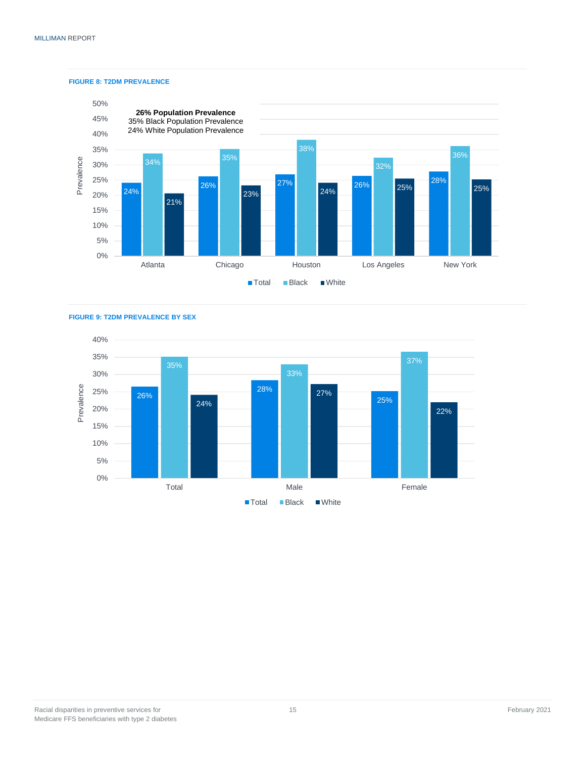**FIGURE 8: T2DM PREVALENCE**

**26% Population Prevalence**
35% Black Population Prevalence
24% White Population Prevalence

| | Total | Black | White |
|---|---|---|---|
| Atlanta | 24% | 34% | 21% |
| Chicago | 26% | 35% | 23% |
| Houston | 27% | 38% | 24% |
| Los Angeles | 26% | 32% | 25% |
| New York | 28% | 36% | 25% |

**FIGURE 9: T2DM PREVALENCE BY SEX**

| | Total | Black | White |
|---|---|---|---|
| Total | 26% | 35% | 24% |
| Male | 28% | 33% | 27% |
| Female | 25% | 37% | 22% |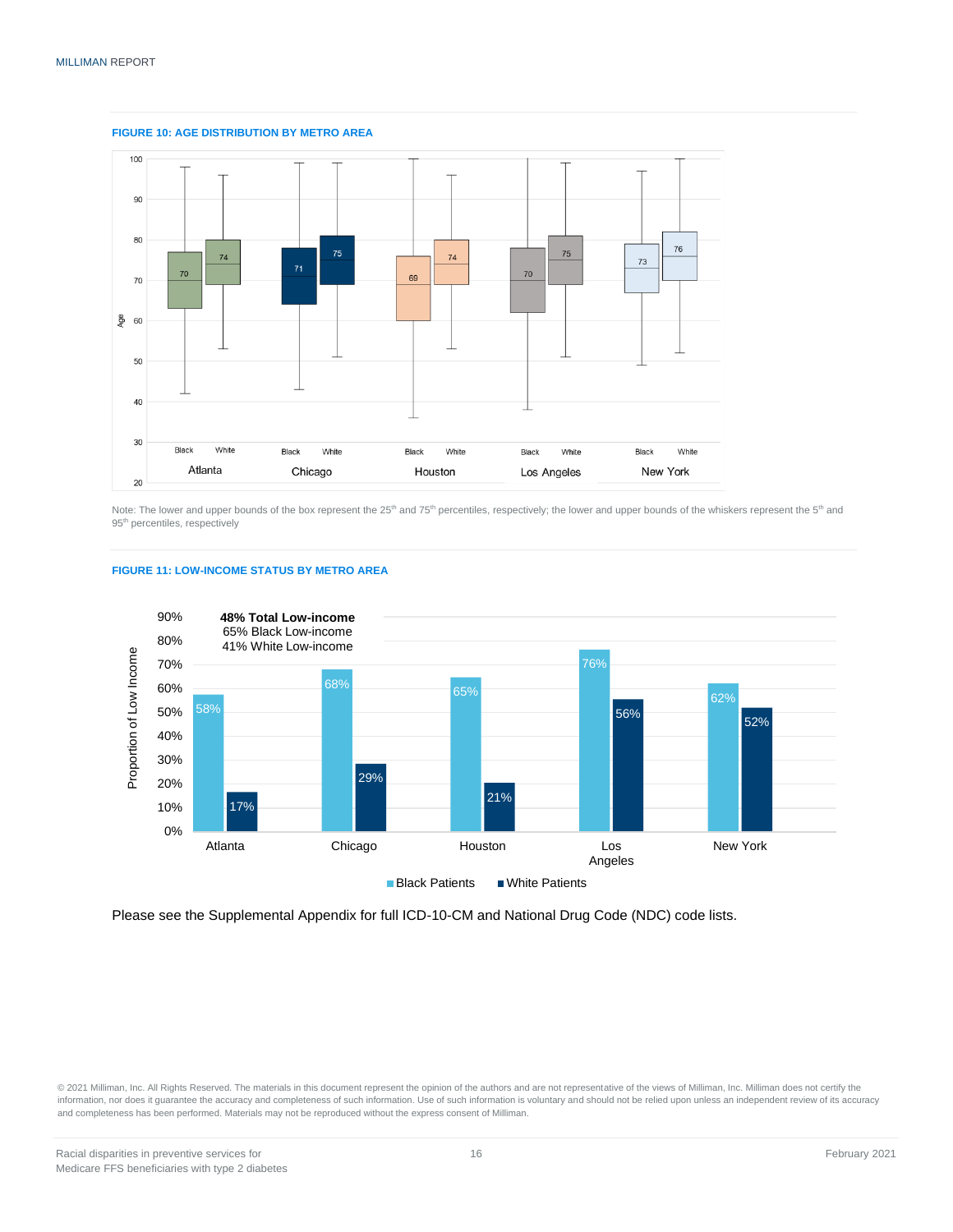**FIGURE 10: AGE DISTRIBUTION BY METRO AREA**

100
90
80
70
60
50
40
30
20

Age

70 74 71 75 69 74 70 75 73 76

Black White Black White Black White Black White Black White

Atlanta Chicago Houston Los Angeles New York

Note: The lower and upper bounds of the box represent the 25th and 75th percentiles, respectively; the lower and upper bounds of the whiskers represent the 5th and 95th percentiles, respectively

**FIGURE 11: LOW-INCOME STATUS BY METRO AREA**

**48% Total Low-income**
65% Black Low-income
41% White Low-income

Proportion of Low Income

90%
80%
70%
60%
50%
40%
30%
20%
10%
0%

58% 17% 68% 29% 65% 21% 76% 56% 62% 52%

Atlanta Chicago Houston Los Angeles New York

Black Patients White Patients

Please see the Supplemental Appendix for full ICD-10-CM and National Drug Code (NDC) code lists.

© 2021 Milliman, Inc. All Rights Reserved. The materials in this document represent the opinion of the authors and are not representative of the views of Milliman, Inc. Milliman does not certify the information, nor does it guarantee the accuracy and completeness of such information. Use of such information is voluntary and should not be relied upon unless an independent review of its accuracy and completeness has been performed. Materials may not be reproduced without the express consent of Milliman.